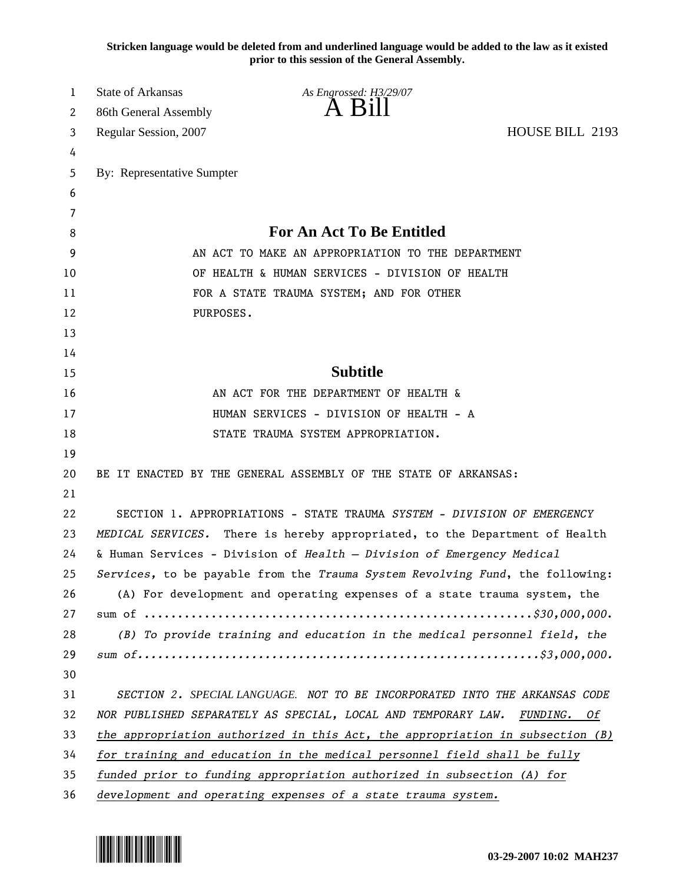**Stricken language would be deleted from and underlined language would be added to the law as it existed prior to this session of the General Assembly.**

State of Arkansas
86th General Assembly
Regular Session, 2007

*As Engrossed: H3/29/07*

# A Bill

HOUSE BILL 2193

By: Representative Sumpter

## For An Act To Be Entitled

AN ACT TO MAKE AN APPROPRIATION TO THE DEPARTMENT OF HEALTH & HUMAN SERVICES - DIVISION OF HEALTH FOR A STATE TRAUMA SYSTEM; AND FOR OTHER PURPOSES.

## Subtitle

AN ACT FOR THE DEPARTMENT OF HEALTH & HUMAN SERVICES - DIVISION OF HEALTH - A STATE TRAUMA SYSTEM APPROPRIATION.

BE IT ENACTED BY THE GENERAL ASSEMBLY OF THE STATE OF ARKANSAS:

SECTION 1. APPROPRIATIONS - STATE TRAUMA *SYSTEM - DIVISION OF EMERGENCY MEDICAL SERVICES.* There is hereby appropriated, to the Department of Health & Human Services - Division of *Health – Division of Emergency Medical Services*, to be payable from the *Trauma System Revolving Fund*, the following:

(A) For development and operating expenses of a state trauma system, the sum of ...........................................................*$30,000,000.*

*(B) To provide training and education in the medical personnel field, the sum of.............................................................$3,000,000.*

*SECTION 2. SPECIAL LANGUAGE. NOT TO BE INCORPORATED INTO THE ARKANSAS CODE NOR PUBLISHED SEPARATELY AS SPECIAL, LOCAL AND TEMPORARY LAW.* <u>*FUNDING. Of the appropriation authorized in this Act, the appropriation in subsection (B) for training and education in the medical personnel field shall be fully funded prior to funding appropriation authorized in subsection (A) for development and operating expenses of a state trauma system.*</u>

**03-29-2007 10:02 MAH237**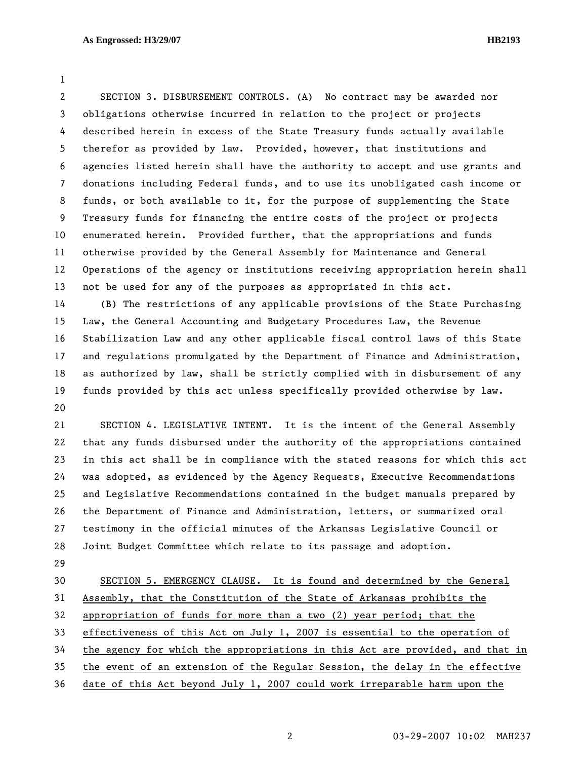SECTION 3. DISBURSEMENT CONTROLS. (A) No contract may be awarded nor obligations otherwise incurred in relation to the project or projects described herein in excess of the State Treasury funds actually available therefor as provided by law. Provided, however, that institutions and agencies listed herein shall have the authority to accept and use grants and donations including Federal funds, and to use its unobligated cash income or funds, or both available to it, for the purpose of supplementing the State Treasury funds for financing the entire costs of the project or projects enumerated herein. Provided further, that the appropriations and funds otherwise provided by the General Assembly for Maintenance and General Operations of the agency or institutions receiving appropriation herein shall not be used for any of the purposes as appropriated in this act.

(B) The restrictions of any applicable provisions of the State Purchasing Law, the General Accounting and Budgetary Procedures Law, the Revenue Stabilization Law and any other applicable fiscal control laws of this State and regulations promulgated by the Department of Finance and Administration, as authorized by law, shall be strictly complied with in disbursement of any funds provided by this act unless specifically provided otherwise by law.

SECTION 4. LEGISLATIVE INTENT. It is the intent of the General Assembly that any funds disbursed under the authority of the appropriations contained in this act shall be in compliance with the stated reasons for which this act was adopted, as evidenced by the Agency Requests, Executive Recommendations and Legislative Recommendations contained in the budget manuals prepared by the Department of Finance and Administration, letters, or summarized oral testimony in the official minutes of the Arkansas Legislative Council or Joint Budget Committee which relate to its passage and adoption.

SECTION 5. EMERGENCY CLAUSE. It is found and determined by the General Assembly, that the Constitution of the State of Arkansas prohibits the appropriation of funds for more than a two (2) year period; that the effectiveness of this Act on July 1, 2007 is essential to the operation of the agency for which the appropriations in this Act are provided, and that in the event of an extension of the Regular Session, the delay in the effective date of this Act beyond July 1, 2007 could work irreparable harm upon the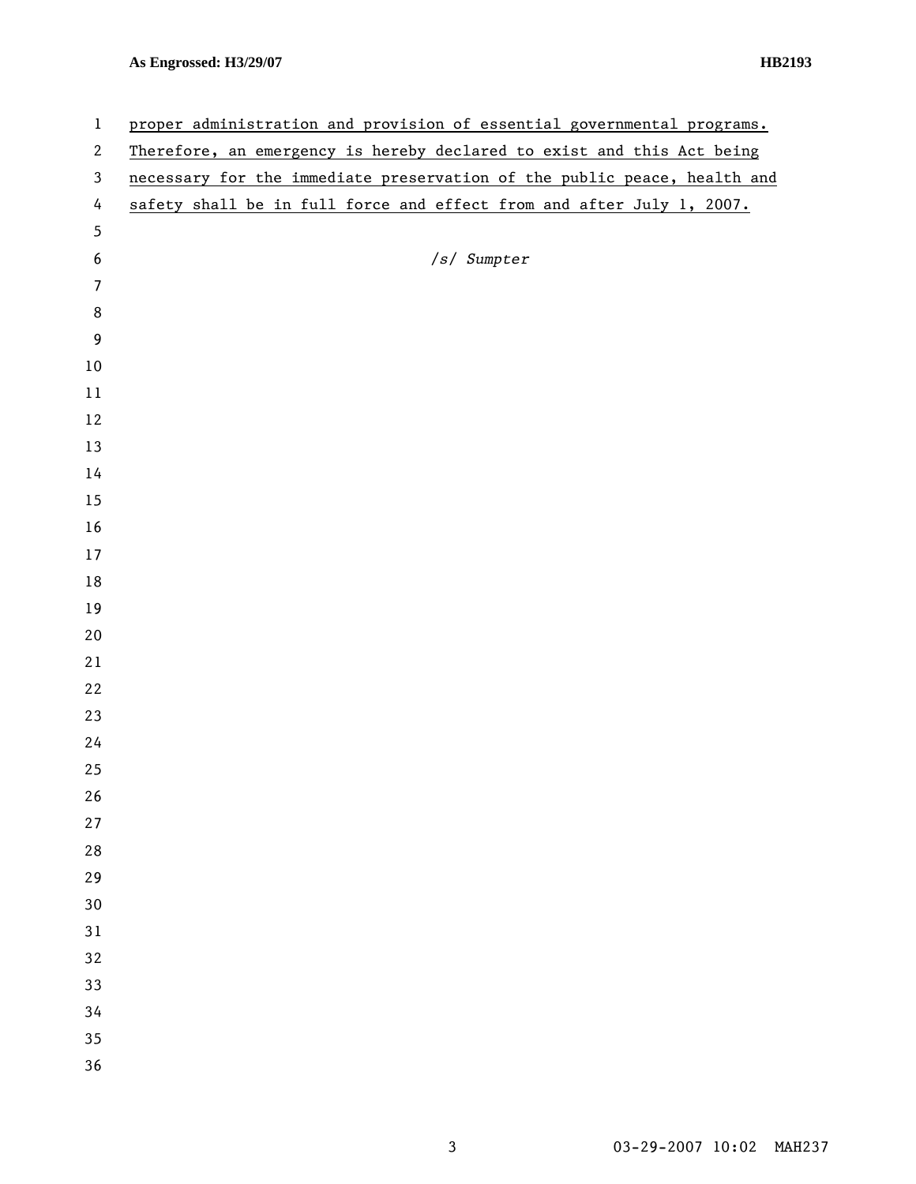proper administration and provision of essential governmental programs. Therefore, an emergency is hereby declared to exist and this Act being necessary for the immediate preservation of the public peace, health and safety shall be in full force and effect from and after July 1, 2007.

*/s/ Sumpter*